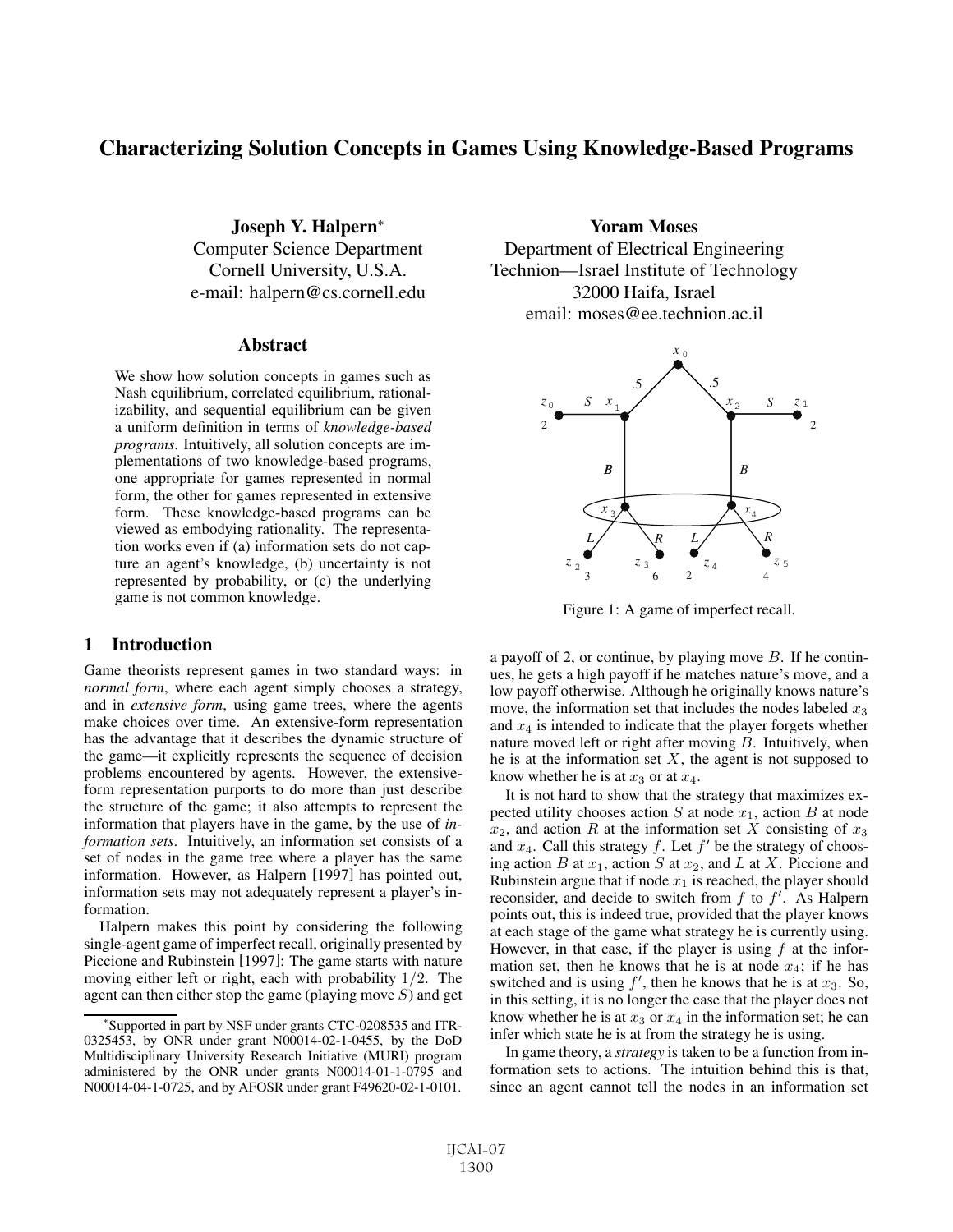# Characterizing Solution Concepts in Games Using Knowledge-Based Programs

**Joseph Y. Halpern***
Computer Science Department
Cornell University, U.S.A.
e-mail: halpern@cs.cornell.edu

**Yoram Moses**
Department of Electrical Engineering
Technion—Israel Institute of Technology
32000 Haifa, Israel
email: moses@ee.technion.ac.il

## Abstract

We show how solution concepts in games such as Nash equilibrium, correlated equilibrium, rationalizability, and sequential equilibrium can be given a uniform definition in terms of *knowledge-based programs*. Intuitively, all solution concepts are implementations of two knowledge-based programs, one appropriate for games represented in normal form, the other for games represented in extensive form. These knowledge-based programs can be viewed as embodying rationality. The representation works even if (a) information sets do not capture an agent's knowledge, (b) uncertainty is not represented by probability, or (c) the underlying game is not common knowledge.

## 1 Introduction

Game theorists represent games in two standard ways: in *normal form*, where each agent simply chooses a strategy, and in *extensive form*, using game trees, where the agents make choices over time. An extensive-form representation has the advantage that it describes the dynamic structure of the game—it explicitly represents the sequence of decision problems encountered by agents. However, the extensive-form representation purports to do more than just describe the structure of the game; it also attempts to represent the information that players have in the game, by the use of *information sets*. Intuitively, an information set consists of a set of nodes in the game tree where a player has the same information. However, as Halpern [1997] has pointed out, information sets may not adequately represent a player's information.

Halpern makes this point by considering the following single-agent game of imperfect recall, originally presented by Piccione and Rubinstein [1997]: The game starts with nature moving either left or right, each with probability $1/2$. The agent can then either stop the game (playing move $S$) and get a payoff of 2, or continue, by playing move $B$. If he continues, he gets a high payoff if he matches nature's move, and a low payoff otherwise. Although he originally knows nature's move, the information set that includes the nodes labeled $x_3$ and $x_4$ is intended to indicate that the player forgets whether nature moved left or right after moving $B$. Intuitively, when he is at the information set $X$, the agent is not supposed to know whether he is at $x_3$ or at $x_4$.

Figure 1: A game of imperfect recall.

It is not hard to show that the strategy that maximizes expected utility chooses action $S$ at node $x_1$, action $B$ at node $x_2$, and action $R$ at the information set $X$ consisting of $x_3$ and $x_4$. Call this strategy $f$. Let $f'$ be the strategy of choosing action $B$ at $x_1$, action $S$ at $x_2$, and $L$ at $X$. Piccione and Rubinstein argue that if node $x_1$ is reached, the player should reconsider, and decide to switch from $f$ to $f'$. As Halpern points out, this is indeed true, provided that the player knows at each stage of the game what strategy he is currently using. However, in that case, if the player is using $f$ at the information set, then he knows that he is at node $x_4$; if he has switched and is using $f'$, then he knows that he is at $x_3$. So, in this setting, it is no longer the case that the player does not know whether he is at $x_3$ or $x_4$ in the information set; he can infer which state he is at from the strategy he is using.

In game theory, a *strategy* is taken to be a function from information sets to actions. The intuition behind this is that, since an agent cannot tell the nodes in an information set

*Supported in part by NSF under grants CTC-0208535 and ITR-0325453, by ONR under grant N00014-02-1-0455, by the DoD Multidisciplinary University Research Initiative (MURI) program administered by the ONR under grants N00014-01-1-0795 and N00014-04-1-0725, and by AFOSR under grant F49620-02-1-0101.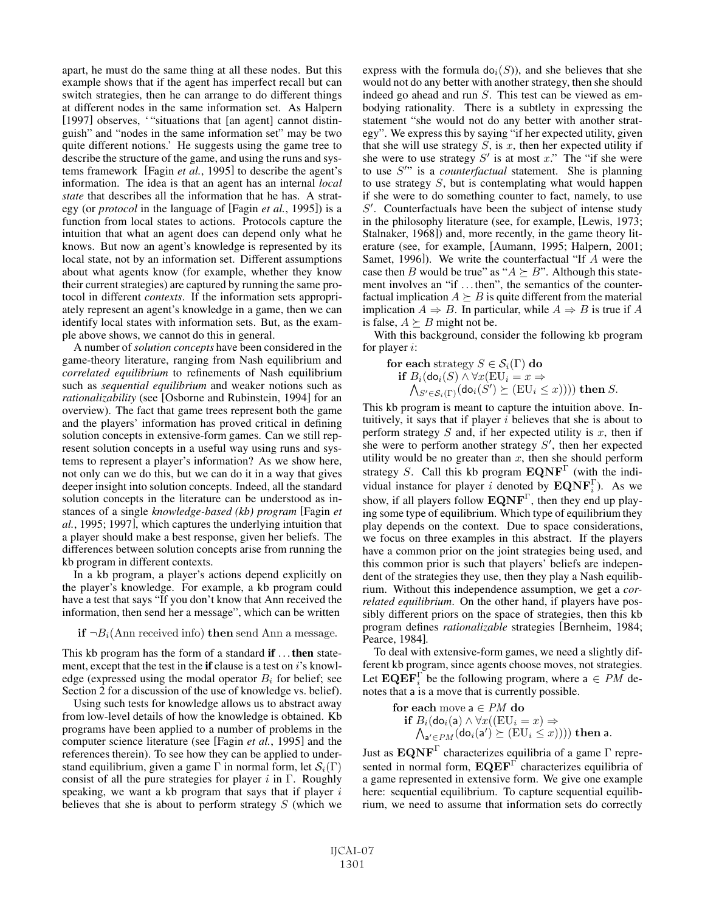apart, he must do the same thing at all these nodes. But this example shows that if the agent has imperfect recall but can switch strategies, then he can arrange to do different things at different nodes in the same information set. As Halpern [1997] observes, ' "situations that [an agent] cannot distinguish" and "nodes in the same information set" may be two quite different notions.' He suggests using the game tree to describe the structure of the game, and using the runs and systems framework [Fagin *et al.*, 1995] to describe the agent's information. The idea is that an agent has an internal *local state* that describes all the information that he has. A strategy (or *protocol* in the language of [Fagin *et al.*, 1995]) is a function from local states to actions. Protocols capture the intuition that what an agent does can depend only what he knows. But now an agent's knowledge is represented by its local state, not by an information set. Different assumptions about what agents know (for example, whether they know their current strategies) are captured by running the same protocol in different *contexts*. If the information sets appropriately represent an agent's knowledge in a game, then we can identify local states with information sets. But, as the example above shows, we cannot do this in general.

A number of *solution concepts* have been considered in the game-theory literature, ranging from Nash equilibrium and *correlated equilibrium* to refinements of Nash equilibrium such as *sequential equilibrium* and weaker notions such as *rationalizability* (see [Osborne and Rubinstein, 1994] for an overview). The fact that game trees represent both the game and the players' information has proved critical in defining solution concepts in extensive-form games. Can we still represent solution concepts in a useful way using runs and systems to represent a player's information? As we show here, not only can we do this, but we can do it in a way that gives deeper insight into solution concepts. Indeed, all the standard solution concepts in the literature can be understood as instances of a single *knowledge-based (kb) program* [Fagin *et al.*, 1995; 1997], which captures the underlying intuition that a player should make a best response, given her beliefs. The differences between solution concepts arise from running the kb program in different contexts.

In a kb program, a player's actions depend explicitly on the player's knowledge. For example, a kb program could have a test that says "If you don't know that Ann received the information, then send her a message", which can be written

$$\textbf{if } \neg B_i(\text{Ann received info}) \textbf{ then } \text{send Ann a message.}$$

This kb program has the form of a standard **if** ... **then** statement, except that the test in the **if** clause is a test on $i$'s knowledge (expressed using the modal operator $B_i$ for belief; see Section 2 for a discussion of the use of knowledge vs. belief).

Using such tests for knowledge allows us to abstract away from low-level details of how the knowledge is obtained. Kb programs have been applied to a number of problems in the computer science literature (see [Fagin *et al.*, 1995] and the references therein). To see how they can be applied to understand equilibrium, given a game $\Gamma$ in normal form, let $\mathcal{S}_i(\Gamma)$ consist of all the pure strategies for player $i$ in $\Gamma$. Roughly speaking, we want a kb program that says that if player $i$ believes that she is about to perform strategy $S$ (which we express with the formula $\mathsf{do}_i(S)$), and she believes that she would not do any better with another strategy, then she should indeed go ahead and run $S$. This test can be viewed as embodying rationality. There is a subtlety in expressing the statement "she would not do any better with another strategy". We express this by saying "if her expected utility, given that she will use strategy $S$, is $x$, then her expected utility if she were to use strategy $S'$ is at most $x$." The "if she were to use $S'$" is a *counterfactual* statement. She is planning to use strategy $S$, but is contemplating what would happen if she were to do something counter to fact, namely, to use $S'$. Counterfactuals have been the subject of intense study in the philosophy literature (see, for example, [Lewis, 1973; Stalnaker, 1968]) and, more recently, in the game theory literature (see, for example, [Aumann, 1995; Halpern, 2001; Samet, 1996]). We write the counterfactual "If $A$ were the case then $B$ would be true" as "$A \succeq B$". Although this statement involves an "if ... then", the semantics of the counterfactual implication $A \succeq B$ is quite different from the material implication $A \Rightarrow B$. In particular, while $A \Rightarrow B$ is true if $A$ is false, $A \succeq B$ might not be.

With this background, consider the following kb program for player $i$:

$$\begin{array}{l}\textbf{for each } \text{strategy } S \in \mathcal{S}_i(\Gamma) \textbf{ do} \\ \quad \textbf{if } B_i(\mathsf{do}_i(S) \wedge \forall x(\mathrm{EU}_i = x \Rightarrow \\ \qquad \bigwedge_{S' \in \mathcal{S}_i(\Gamma)}(\mathsf{do}_i(S') \succeq (\mathrm{EU}_i \leq x)))) \textbf{ then } S.\end{array}$$

This kb program is meant to capture the intuition above. Intuitively, it says that if player $i$ believes that she is about to perform strategy $S$ and, if her expected utility is $x$, then if she were to perform another strategy $S'$, then her expected utility would be no greater than $x$, then she should perform strategy $S$. Call this kb program $\mathbf{EQNF}^{\Gamma}$ (with the individual instance for player $i$ denoted by $\mathbf{EQNF}_i^{\Gamma}$). As we show, if all players follow $\mathbf{EQNF}^{\Gamma}$, then they end up playing some type of equilibrium. Which type of equilibrium they play depends on the context. Due to space considerations, we focus on three examples in this abstract. If the players have a common prior on the joint strategies being used, and this common prior is such that players' beliefs are independent of the strategies they use, then they play a Nash equilibrium. Without this independence assumption, we get a *correlated equilibrium*. On the other hand, if players have possibly different priors on the space of strategies, then this kb program defines *rationalizable* strategies [Bernheim, 1984; Pearce, 1984].

To deal with extensive-form games, we need a slightly different kb program, since agents choose moves, not strategies. Let $\mathbf{EQEF}_i^{\Gamma}$ be the following program, where $\mathsf{a} \in PM$ denotes that $\mathsf{a}$ is a move that is currently possible.

$$\begin{array}{l}\textbf{for each } \text{move } \mathsf{a} \in PM \textbf{ do} \\ \quad \textbf{if } B_i(\mathsf{do}_i(\mathsf{a}) \wedge \forall x((\mathrm{EU}_i = x) \Rightarrow \\ \qquad \bigwedge_{\mathsf{a}' \in PM}(\mathsf{do}_i(\mathsf{a}') \succeq (\mathrm{EU}_i \leq x)))) \textbf{ then } \mathsf{a}.\end{array}$$

Just as $\mathbf{EQNF}^{\Gamma}$ characterizes equilibria of a game $\Gamma$ represented in normal form, $\mathbf{EQEF}^{\Gamma}$ characterizes equilibria of a game represented in extensive form. We give one example here: sequential equilibrium. To capture sequential equilibrium, we need to assume that information sets do correctly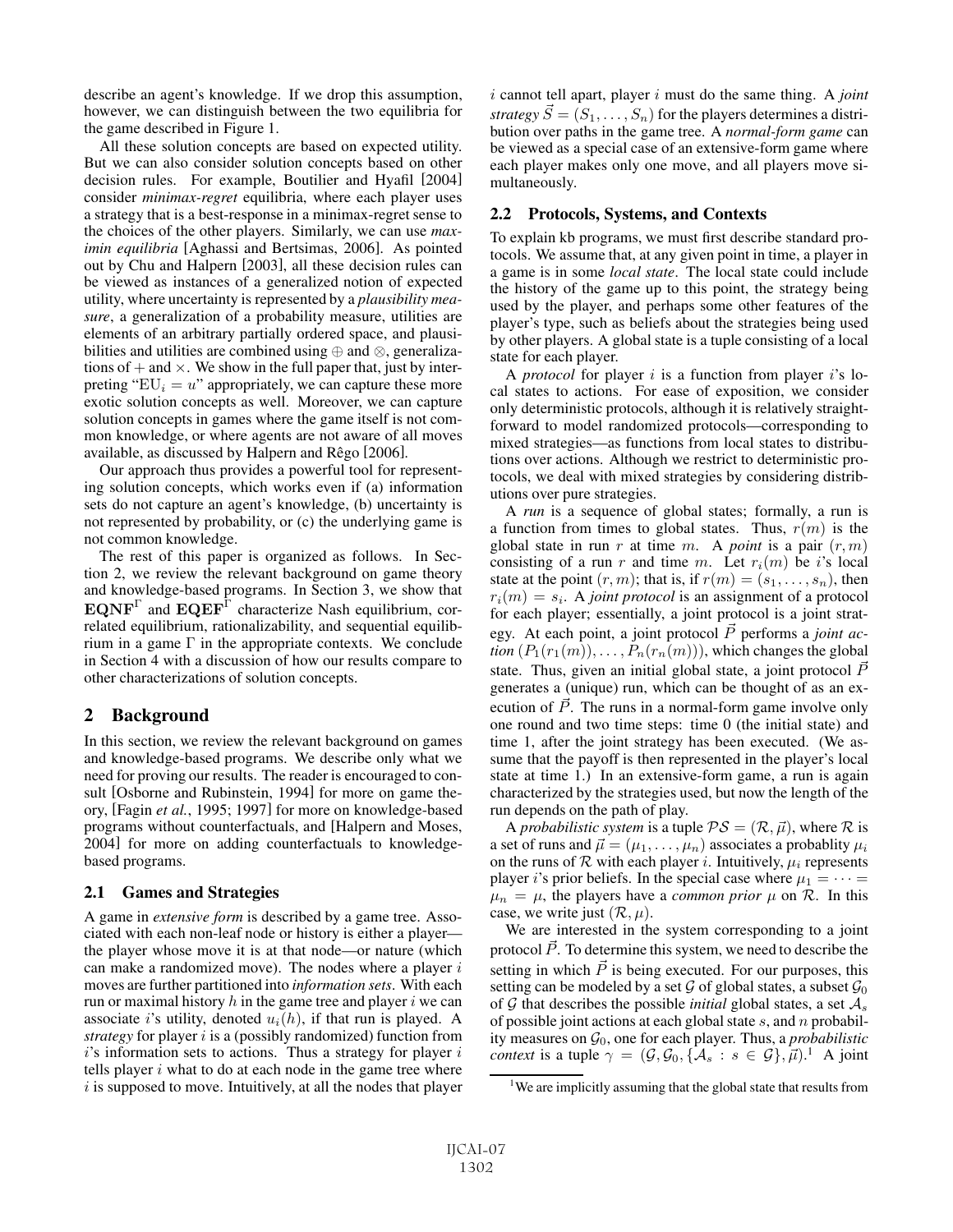describe an agent's knowledge. If we drop this assumption, however, we can distinguish between the two equilibria for the game described in Figure 1.

All these solution concepts are based on expected utility. But we can also consider solution concepts based on other decision rules. For example, Boutilier and Hyafil [2004] consider *minimax-regret* equilibria, where each player uses a strategy that is a best-response in a minimax-regret sense to the choices of the other players. Similarly, we can use *maximin equilibria* [Aghassi and Bertsimas, 2006]. As pointed out by Chu and Halpern [2003], all these decision rules can be viewed as instances of a generalized notion of expected utility, where uncertainty is represented by a *plausibility measure*, a generalization of a probability measure, utilities are elements of an arbitrary partially ordered space, and plausibilities and utilities are combined using $\oplus$ and $\otimes$, generalizations of $+$ and $\times$. We show in the full paper that, just by interpreting "$\mathrm{EU}_i = u$" appropriately, we can capture these more exotic solution concepts as well. Moreover, we can capture solution concepts in games where the game itself is not common knowledge, or where agents are not aware of all moves available, as discussed by Halpern and Rêgo [2006].

Our approach thus provides a powerful tool for representing solution concepts, which works even if (a) information sets do not capture an agent's knowledge, (b) uncertainty is not represented by probability, or (c) the underlying game is not common knowledge.

The rest of this paper is organized as follows. In Section 2, we review the relevant background on game theory and knowledge-based programs. In Section 3, we show that $\mathbf{EQNF}^{\Gamma}$ and $\mathbf{EQEF}^{\Gamma}$ characterize Nash equilibrium, correlated equilibrium, rationalizability, and sequential equilibrium in a game $\Gamma$ in the appropriate contexts. We conclude in Section 4 with a discussion of how our results compare to other characterizations of solution concepts.

## 2 Background

In this section, we review the relevant background on games and knowledge-based programs. We describe only what we need for proving our results. The reader is encouraged to consult [Osborne and Rubinstein, 1994] for more on game theory, [Fagin *et al.*, 1995; 1997] for more on knowledge-based programs without counterfactuals, and [Halpern and Moses, 2004] for more on adding counterfactuals to knowledge-based programs.

### 2.1 Games and Strategies

A game in *extensive form* is described by a game tree. Associated with each non-leaf node or history is either a player—the player whose move it is at that node—or nature (which can make a randomized move). The nodes where a player $i$ moves are further partitioned into *information sets*. With each run or maximal history $h$ in the game tree and player $i$ we can associate $i$'s utility, denoted $u_i(h)$, if that run is played. A *strategy* for player $i$ is a (possibly randomized) function from $i$'s information sets to actions. Thus a strategy for player $i$ tells player $i$ what to do at each node in the game tree where $i$ is supposed to move. Intuitively, at all the nodes that player $i$ cannot tell apart, player $i$ must do the same thing. A *joint strategy* $\vec{S} = (S_1, \ldots, S_n)$ for the players determines a distribution over paths in the game tree. A *normal-form game* can be viewed as a special case of an extensive-form game where each player makes only one move, and all players move simultaneously.

### 2.2 Protocols, Systems, and Contexts

To explain kb programs, we must first describe standard protocols. We assume that, at any given point in time, a player in a game is in some *local state*. The local state could include the history of the game up to this point, the strategy being used by the player, and perhaps some other features of the player's type, such as beliefs about the strategies being used by other players. A global state is a tuple consisting of a local state for each player.

A *protocol* for player $i$ is a function from player $i$'s local states to actions. For ease of exposition, we consider only deterministic protocols, although it is relatively straightforward to model randomized protocols—corresponding to mixed strategies—as functions from local states to distributions over actions. Although we restrict to deterministic protocols, we deal with mixed strategies by considering distributions over pure strategies.

A *run* is a sequence of global states; formally, a run is a function from times to global states. Thus, $r(m)$ is the global state in run $r$ at time $m$. A *point* is a pair $(r, m)$ consisting of a run $r$ and time $m$. Let $r_i(m)$ be $i$'s local state at the point $(r, m)$; that is, if $r(m) = (s_1, \ldots, s_n)$, then $r_i(m) = s_i$. A *joint protocol* is an assignment of a protocol for each player; essentially, a joint protocol is a joint strategy. At each point, a joint protocol $\vec{P}$ performs a *joint action* $(P_1(r_1(m)), \ldots, P_n(r_n(m)))$, which changes the global state. Thus, given an initial global state, a joint protocol $\vec{P}$ generates a (unique) run, which can be thought of as an execution of $\vec{P}$. The runs in a normal-form game involve only one round and two time steps: time 0 (the initial state) and time 1, after the joint strategy has been executed. (We assume that the payoff is then represented in the player's local state at time 1.) In an extensive-form game, a run is again characterized by the strategies used, but now the length of the run depends on the path of play.

A *probabilistic system* is a tuple $\mathcal{PS} = (\mathcal{R}, \vec{\mu})$, where $\mathcal{R}$ is a set of runs and $\vec{\mu} = (\mu_1, \ldots, \mu_n)$ associates a probablity $\mu_i$ on the runs of $\mathcal{R}$ with each player $i$. Intuitively, $\mu_i$ represents player $i$'s prior beliefs. In the special case where $\mu_1 = \cdots = \mu_n = \mu$, the players have a *common prior* $\mu$ on $\mathcal{R}$. In this case, we write just $(\mathcal{R}, \mu)$.

We are interested in the system corresponding to a joint protocol $\vec{P}$. To determine this system, we need to describe the setting in which $\vec{P}$ is being executed. For our purposes, this setting can be modeled by a set $\mathcal{G}$ of global states, a subset $\mathcal{G}_0$ of $\mathcal{G}$ that describes the possible *initial* global states, a set $\mathcal{A}_s$ of possible joint actions at each global state $s$, and $n$ probability measures on $\mathcal{G}_0$, one for each player. Thus, a *probabilistic context* is a tuple $\gamma = (\mathcal{G}, \mathcal{G}_0, \{\mathcal{A}_s : s \in \mathcal{G}\}, \vec{\mu})$.[1] A joint

[1] We are implicitly assuming that the global state that results from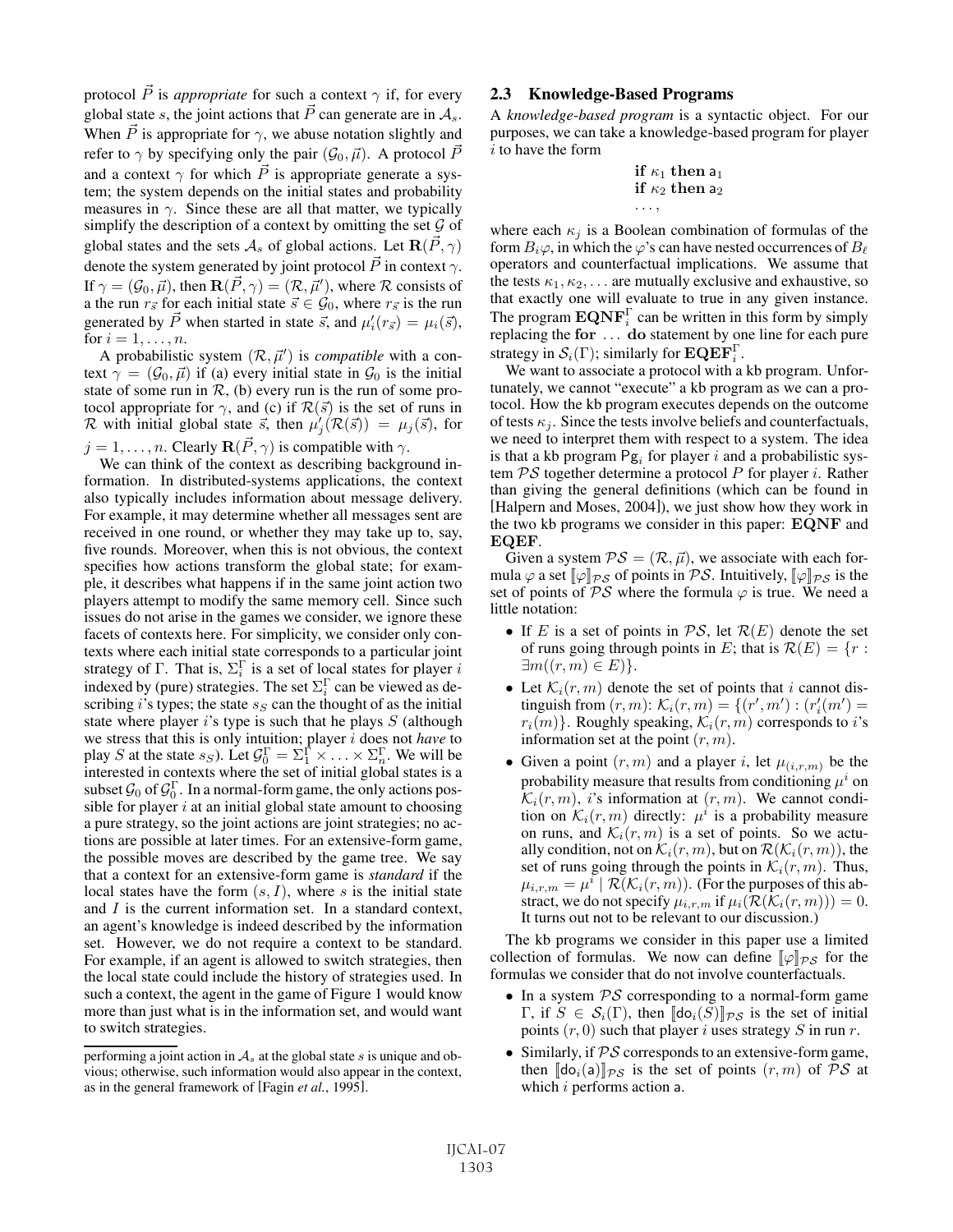protocol $\vec{P}$ is *appropriate* for such a context $\gamma$ if, for every global state $s$, the joint actions that $\vec{P}$ can generate are in $\mathcal{A}_s$. When $\vec{P}$ is appropriate for $\gamma$, we abuse notation slightly and refer to $\gamma$ by specifying only the pair $(\mathcal{G}_0, \vec{\mu})$. A protocol $\vec{P}$ and a context $\gamma$ for which $\vec{P}$ is appropriate generate a system; the system depends on the initial states and probability measures in $\gamma$. Since these are all that matter, we typically simplify the description of a context by omitting the set $\mathcal{G}$ of global states and the sets $\mathcal{A}_s$ of global actions. Let $\mathbf{R}(\vec{P}, \gamma)$ denote the system generated by joint protocol $\vec{P}$ in context $\gamma$. If $\gamma = (\mathcal{G}_0, \vec{\mu})$, then $\mathbf{R}(\vec{P}, \gamma) = (\mathcal{R}, \vec{\mu}')$, where $\mathcal{R}$ consists of a the run $r_{\vec{s}}$ for each initial state $\vec{s} \in \mathcal{G}_0$, where $r_{\vec{s}}$ is the run generated by $\vec{P}$ when started in state $\vec{s}$, and $\mu'_i(r_{\vec{s}}) = \mu_i(\vec{s})$, for $i = 1, \ldots, n$.

A probabilistic system $(\mathcal{R}, \vec{\mu}')$ is *compatible* with a context $\gamma = (\mathcal{G}_0, \vec{\mu})$ if (a) every initial state in $\mathcal{G}_0$ is the initial state of some run in $\mathcal{R}$, (b) every run is the run of some protocol appropriate for $\gamma$, and (c) if $\mathcal{R}(\vec{s})$ is the set of runs in $\mathcal{R}$ with initial global state $\vec{s}$, then $\mu'_j(\mathcal{R}(\vec{s})) = \mu_j(\vec{s})$, for $j = 1, \ldots, n$. Clearly $\mathbf{R}(\vec{P}, \gamma)$ is compatible with $\gamma$.

We can think of the context as describing background information. In distributed-systems applications, the context also typically includes information about message delivery. For example, it may determine whether all messages sent are received in one round, or whether they may take up to, say, five rounds. Moreover, when this is not obvious, the context specifies how actions transform the global state; for example, it describes what happens if in the same joint action two players attempt to modify the same memory cell. Since such issues do not arise in the games we consider, we ignore these facets of contexts here. For simplicity, we consider only contexts where each initial state corresponds to a particular joint strategy of $\Gamma$. That is, $\Sigma_i^\Gamma$ is a set of local states for player $i$ indexed by (pure) strategies. The set $\Sigma_i^\Gamma$ can be viewed as describing $i$'s types; the state $s_S$ can the thought of as the initial state where player $i$'s type is such that he plays $S$ (although we stress that this is only intuition; player $i$ does not *have* to play $S$ at the state $s_S$). Let $\mathcal{G}_0^\Gamma = \Sigma_1^\Gamma \times \ldots \times \Sigma_n^\Gamma$. We will be interested in contexts where the set of initial global states is a subset $\mathcal{G}_0$ of $\mathcal{G}_0^\Gamma$. In a normal-form game, the only actions possible for player $i$ at an initial global state amount to choosing a pure strategy, so the joint actions are joint strategies; no actions are possible at later times. For an extensive-form game, the possible moves are described by the game tree. We say that a context for an extensive-form game is *standard* if the local states have the form $(s, I)$, where $s$ is the initial state and $I$ is the current information set. In a standard context, an agent's knowledge is indeed described by the information set. However, we do not require a context to be standard. For example, if an agent is allowed to switch strategies, then the local state could include the history of strategies used. In such a context, the agent in the game of Figure 1 would know more than just what is in the information set, and would want to switch strategies.

performing a joint action in $\mathcal{A}_s$ at the global state $s$ is unique and obvious; otherwise, such information would also appear in the context, as in the general framework of [Fagin *et al.*, 1995].

## 2.3 Knowledge-Based Programs

A *knowledge-based program* is a syntactic object. For our purposes, we can take a knowledge-based program for player $i$ to have the form

$$\begin{array}{l}\textbf{if } \kappa_1 \textbf{ then } \mathsf{a}_1 \\ \textbf{if } \kappa_2 \textbf{ then } \mathsf{a}_2 \\ \ldots,\end{array}$$

where each $\kappa_j$ is a Boolean combination of formulas of the form $B_i\varphi$, in which the $\varphi$'s can have nested occurrences of $B_\ell$ operators and counterfactual implications. We assume that the tests $\kappa_1, \kappa_2, \ldots$ are mutually exclusive and exhaustive, so that exactly one will evaluate to true in any given instance. The program $\mathbf{EQNF}_i^\Gamma$ can be written in this form by simply replacing the **for** ... **do** statement by one line for each pure strategy in $\mathcal{S}_i(\Gamma)$; similarly for $\mathbf{EQEF}_i^\Gamma$.

We want to associate a protocol with a kb program. Unfortunately, we cannot "execute" a kb program as we can a protocol. How the kb program executes depends on the outcome of tests $\kappa_j$. Since the tests involve beliefs and counterfactuals, we need to interpret them with respect to a system. The idea is that a kb program $\mathsf{Pg}_i$ for player $i$ and a probabilistic system $\mathcal{PS}$ together determine a protocol $P$ for player $i$. Rather than giving the general definitions (which can be found in [Halpern and Moses, 2004]), we just show how they work in the two kb programs we consider in this paper: **EQNF** and **EQEF**.

Given a system $\mathcal{PS} = (\mathcal{R}, \vec{\mu})$, we associate with each formula $\varphi$ a set $[\![\varphi]\!]_{\mathcal{PS}}$ of points in $\mathcal{PS}$. Intuitively, $[\![\varphi]\!]_{\mathcal{PS}}$ is the set of points of $\mathcal{PS}$ where the formula $\varphi$ is true. We need a little notation:

- If $E$ is a set of points in $\mathcal{PS}$, let $\mathcal{R}(E)$ denote the set of runs going through points in $E$; that is $\mathcal{R}(E) = \{r : \exists m((r, m) \in E)\}$.
- Let $\mathcal{K}_i(r, m)$ denote the set of points that $i$ cannot distinguish from $(r, m)$: $\mathcal{K}_i(r, m) = \{(r', m') : (r'_i(m') = r_i(m)\}$. Roughly speaking, $\mathcal{K}_i(r, m)$ corresponds to $i$'s information set at the point $(r, m)$.
- Given a point $(r, m)$ and a player $i$, let $\mu_{(i,r,m)}$ be the probability measure that results from conditioning $\mu^i$ on $\mathcal{K}_i(r, m)$, $i$'s information at $(r, m)$. We cannot condition on $\mathcal{K}_i(r, m)$ directly: $\mu^i$ is a probability measure on runs, and $\mathcal{K}_i(r, m)$ is a set of points. So we actually condition, not on $\mathcal{K}_i(r, m)$, but on $\mathcal{R}(\mathcal{K}_i(r, m))$, the set of runs going through the points in $\mathcal{K}_i(r, m)$. Thus, $\mu_{i,r,m} = \mu^i \mid \mathcal{R}(\mathcal{K}_i(r, m))$. (For the purposes of this abstract, we do not specify $\mu_{i,r,m}$ if $\mu_i(\mathcal{R}(\mathcal{K}_i(r, m))) = 0$. It turns out not to be relevant to our discussion.)

The kb programs we consider in this paper use a limited collection of formulas. We now can define $[\![\varphi]\!]_{\mathcal{PS}}$ for the formulas we consider that do not involve counterfactuals.

- In a system $\mathcal{PS}$ corresponding to a normal-form game $\Gamma$, if $S \in \mathcal{S}_i(\Gamma)$, then $[\![\mathsf{do}_i(S)]\!]_{\mathcal{PS}}$ is the set of initial points $(r, 0)$ such that player $i$ uses strategy $S$ in run $r$.
- Similarly, if $\mathcal{PS}$ corresponds to an extensive-form game, then $[\![\mathsf{do}_i(\mathsf{a})]\!]_{\mathcal{PS}}$ is the set of points $(r, m)$ of $\mathcal{PS}$ at which $i$ performs action $\mathsf{a}$.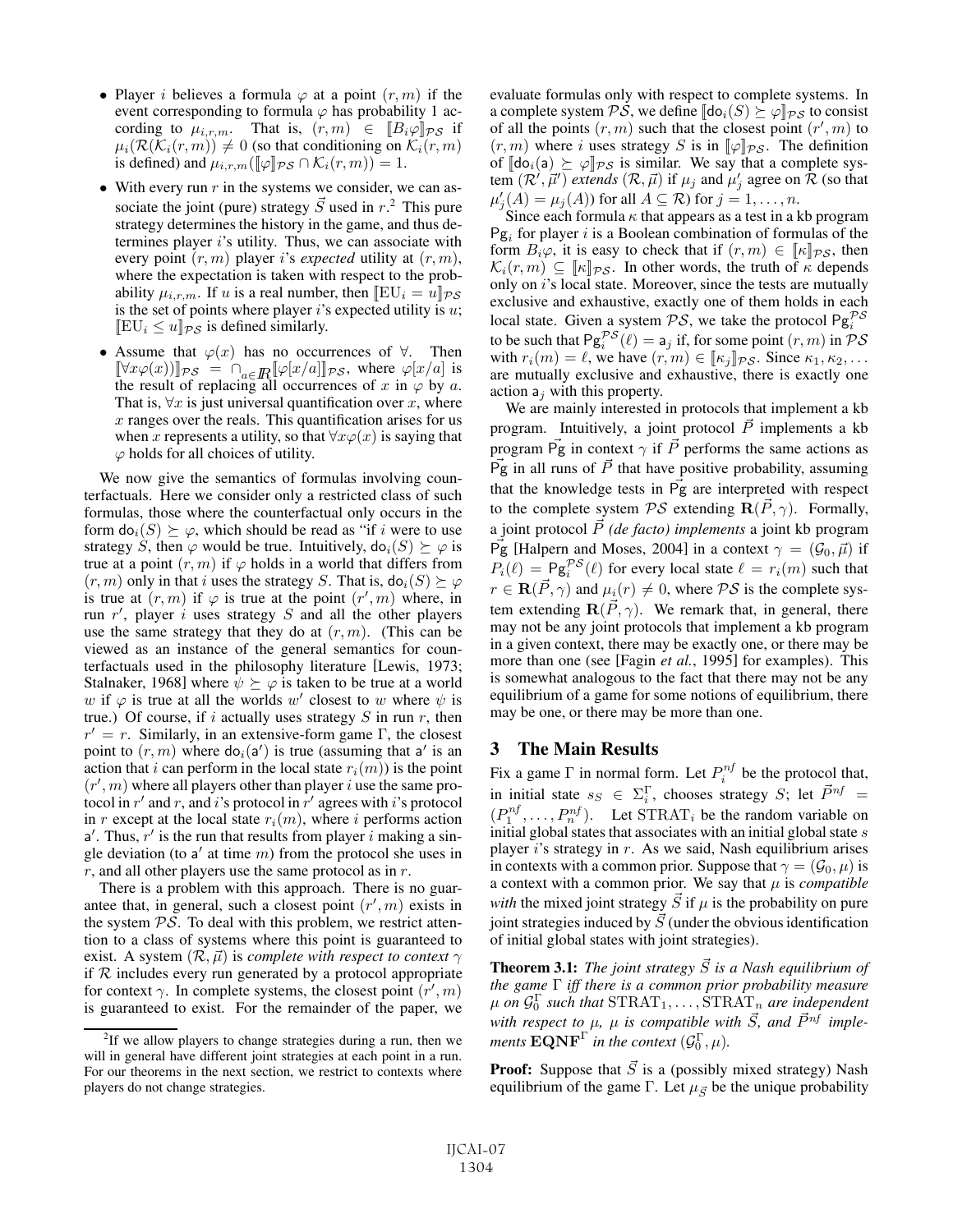- Player $i$ believes a formula $\varphi$ at a point $(r, m)$ if the event corresponding to formula $\varphi$ has probability 1 according to $\mu_{i,r,m}$. That is, $(r, m) \in [\![B_i\varphi]\!]_{\mathcal{PS}}$ if $\mu_i(\mathcal{R}(\mathcal{K}_i(r, m)) \neq 0$ (so that conditioning on $\mathcal{K}_i(r, m)$ is defined) and $\mu_{i,r,m}([\![\varphi]\!]_{\mathcal{PS}} \cap \mathcal{K}_i(r, m)) = 1$.
- With every run $r$ in the systems we consider, we can associate the joint (pure) strategy $\vec{S}$ used in $r$.[2] This pure strategy determines the history in the game, and thus determines player $i$'s utility. Thus, we can associate with every point $(r, m)$ player $i$'s *expected* utility at $(r, m)$, where the expectation is taken with respect to the probability $\mu_{i,r,m}$. If $u$ is a real number, then $[\![\mathrm{EU}_i = u]\!]_{\mathcal{PS}}$ is the set of points where player $i$'s expected utility is $u$; $[\![\mathrm{EU}_i \leq u]\!]_{\mathcal{PS}}$ is defined similarly.
- Assume that $\varphi(x)$ has no occurrences of $\forall$. Then $[\![\forall x\varphi(x))]\!]_{\mathcal{PS}} = \cap_{a\in I\!R}[\![\varphi[x/a]]\!]_{\mathcal{PS}}$, where $\varphi[x/a]$ is the result of replacing all occurrences of $x$ in $\varphi$ by $a$. That is, $\forall x$ is just universal quantification over $x$, where $x$ ranges over the reals. This quantification arises for us when $x$ represents a utility, so that $\forall x\varphi(x)$ is saying that $\varphi$ holds for all choices of utility.

We now give the semantics of formulas involving counterfactuals. Here we consider only a restricted class of such formulas, those where the counterfactual only occurs in the form $\mathsf{do}_i(S) \succeq \varphi$, which should be read as "if $i$ were to use strategy $S$, then $\varphi$ would be true. Intuitively, $\mathsf{do}_i(S) \succeq \varphi$ is true at a point $(r, m)$ if $\varphi$ holds in a world that differs from $(r, m)$ only in that $i$ uses the strategy $S$. That is, $\mathsf{do}_i(S) \succeq \varphi$ is true at $(r, m)$ if $\varphi$ is true at the point $(r', m)$ where, in run $r'$, player $i$ uses strategy $S$ and all the other players use the same strategy that they do at $(r, m)$. (This can be viewed as an instance of the general semantics for counterfactuals used in the philosophy literature [Lewis, 1973; Stalnaker, 1968] where $\psi \succeq \varphi$ is taken to be true at a world $w$ if $\varphi$ is true at all the worlds $w'$ closest to $w$ where $\psi$ is true.) Of course, if $i$ actually uses strategy $S$ in run $r$, then $r' = r$. Similarly, in an extensive-form game $\Gamma$, the closest point to $(r, m)$ where $\mathsf{do}_i(\mathsf{a}')$ is true (assuming that $\mathsf{a}'$ is an action that $i$ can perform in the local state $r_i(m)$) is the point $(r', m)$ where all players other than player $i$ use the same protocol in $r'$ and $r$, and $i$'s protocol in $r'$ agrees with $i$'s protocol in $r$ except at the local state $r_i(m)$, where $i$ performs action $\mathsf{a}'$. Thus, $r'$ is the run that results from player $i$ making a single deviation (to $\mathsf{a}'$ at time $m$) from the protocol she uses in $r$, and all other players use the same protocol as in $r$.

There is a problem with this approach. There is no guarantee that, in general, such a closest point $(r', m)$ exists in the system $\mathcal{PS}$. To deal with this problem, we restrict attention to a class of systems where this point is guaranteed to exist. A system $(\mathcal{R}, \vec{\mu})$ is *complete with respect to context* $\gamma$ if $\mathcal{R}$ includes every run generated by a protocol appropriate for context $\gamma$. In complete systems, the closest point $(r', m)$ is guaranteed to exist. For the remainder of the paper, we evaluate formulas only with respect to complete systems. In a complete system $\mathcal{PS}$, we define $[\![\mathsf{do}_i(S) \succeq \varphi]\!]_{\mathcal{PS}}$ to consist of all the points $(r, m)$ such that the closest point $(r', m)$ to $(r, m)$ where $i$ uses strategy $S$ is in $[\![\varphi]\!]_{\mathcal{PS}}$. The definition of $[\![\mathsf{do}_i(\mathsf{a}) \succeq \varphi]\!]_{\mathcal{PS}}$ is similar. We say that a complete system $(\mathcal{R}', \vec{\mu}')$ *extends* $(\mathcal{R}, \vec{\mu})$ if $\mu_j$ and $\mu_j'$ agree on $\mathcal{R}$ (so that $\mu_j'(A) = \mu_j(A))$ for all $A \subseteq \mathcal{R}$) for $j = 1, \ldots, n$.

Since each formula $\kappa$ that appears as a test in a kb program $\mathsf{Pg}_i$ for player $i$ is a Boolean combination of formulas of the form $B_i\varphi$, it is easy to check that if $(r, m) \in [\![\kappa]\!]_{\mathcal{PS}}$, then $\mathcal{K}_i(r, m) \subseteq [\![\kappa]\!]_{\mathcal{PS}}$. In other words, the truth of $\kappa$ depends only on $i$'s local state. Moreover, since the tests are mutually exclusive and exhaustive, exactly one of them holds in each local state. Given a system $\mathcal{PS}$, we take the protocol $\mathsf{Pg}_i^{\mathcal{PS}}$ to be such that $\mathsf{Pg}_i^{\mathcal{PS}}(\ell) = \mathsf{a}_j$ if, for some point $(r, m)$ in $\mathcal{PS}$ with $r_i(m) = \ell$, we have $(r, m) \in [\![\kappa_j]\!]_{\mathcal{PS}}$. Since $\kappa_1, \kappa_2, \ldots$ are mutually exclusive and exhaustive, there is exactly one action $\mathsf{a}_j$ with this property.

We are mainly interested in protocols that implement a kb program. Intuitively, a joint protocol $\vec{P}$ implements a kb program $\vec{\mathsf{Pg}}$ in context $\gamma$ if $\vec{P}$ performs the same actions as $\vec{\mathsf{Pg}}$ in all runs of $\vec{P}$ that have positive probability, assuming that the knowledge tests in $\vec{\mathsf{Pg}}$ are interpreted with respect to the complete system $\mathcal{PS}$ extending $\mathbf{R}(\vec{P}, \gamma)$. Formally, a joint protocol $\vec{P}$ *(de facto) implements* a joint kb program $\vec{\mathsf{Pg}}$ [Halpern and Moses, 2004] in a context $\gamma = (\mathcal{G}_0, \vec{\mu})$ if $P_i(\ell) = \mathsf{Pg}_i^{\mathcal{PS}}(\ell)$ for every local state $\ell = r_i(m)$ such that $r \in \mathbf{R}(\vec{P}, \gamma)$ and $\mu_i(r) \neq 0$, where $\mathcal{PS}$ is the complete system extending $\mathbf{R}(\vec{P}, \gamma)$. We remark that, in general, there may not be any joint protocols that implement a kb program in a given context, there may be exactly one, or there may be more than one (see [Fagin *et al.*, 1995] for examples). This is somewhat analogous to the fact that there may not be any equilibrium of a game for some notions of equilibrium, there may be one, or there may be more than one.

## 3 The Main Results

Fix a game $\Gamma$ in normal form. Let $P_i^{nf}$ be the protocol that, in initial state $s_S \in \Sigma_i^\Gamma$, chooses strategy $S$; let $\vec{P}^{nf} = (P_1^{nf}, \ldots, P_n^{nf})$. Let $\mathrm{STRAT}_i$ be the random variable on initial global states that associates with an initial global state $s$ player $i$'s strategy in $r$. As we said, Nash equilibrium arises in contexts with a common prior. Suppose that $\gamma = (\mathcal{G}_0, \mu)$ is a context with a common prior. We say that $\mu$ is *compatible with* the mixed joint strategy $\vec{S}$ if $\mu$ is the probability on pure joint strategies induced by $\vec{S}$ (under the obvious identification of initial global states with joint strategies).

**Theorem 3.1:** *The joint strategy $\vec{S}$ is a Nash equilibrium of the game $\Gamma$ iff there is a common prior probability measure $\mu$ on $\mathcal{G}_0^\Gamma$ such that $\mathrm{STRAT}_1, \ldots, \mathrm{STRAT}_n$ are independent with respect to $\mu$, $\mu$ is compatible with $\vec{S}$, and $\vec{P}^{nf}$ implements $\mathbf{EQNF}^\Gamma$ in the context $(\mathcal{G}_0^\Gamma, \mu)$.*

**Proof:** Suppose that $\vec{S}$ is a (possibly mixed strategy) Nash equilibrium of the game $\Gamma$. Let $\mu_{\vec{S}}$ be the unique probability

[2] If we allow players to change strategies during a run, then we will in general have different joint strategies at each point in a run. For our theorems in the next section, we restrict to contexts where players do not change strategies.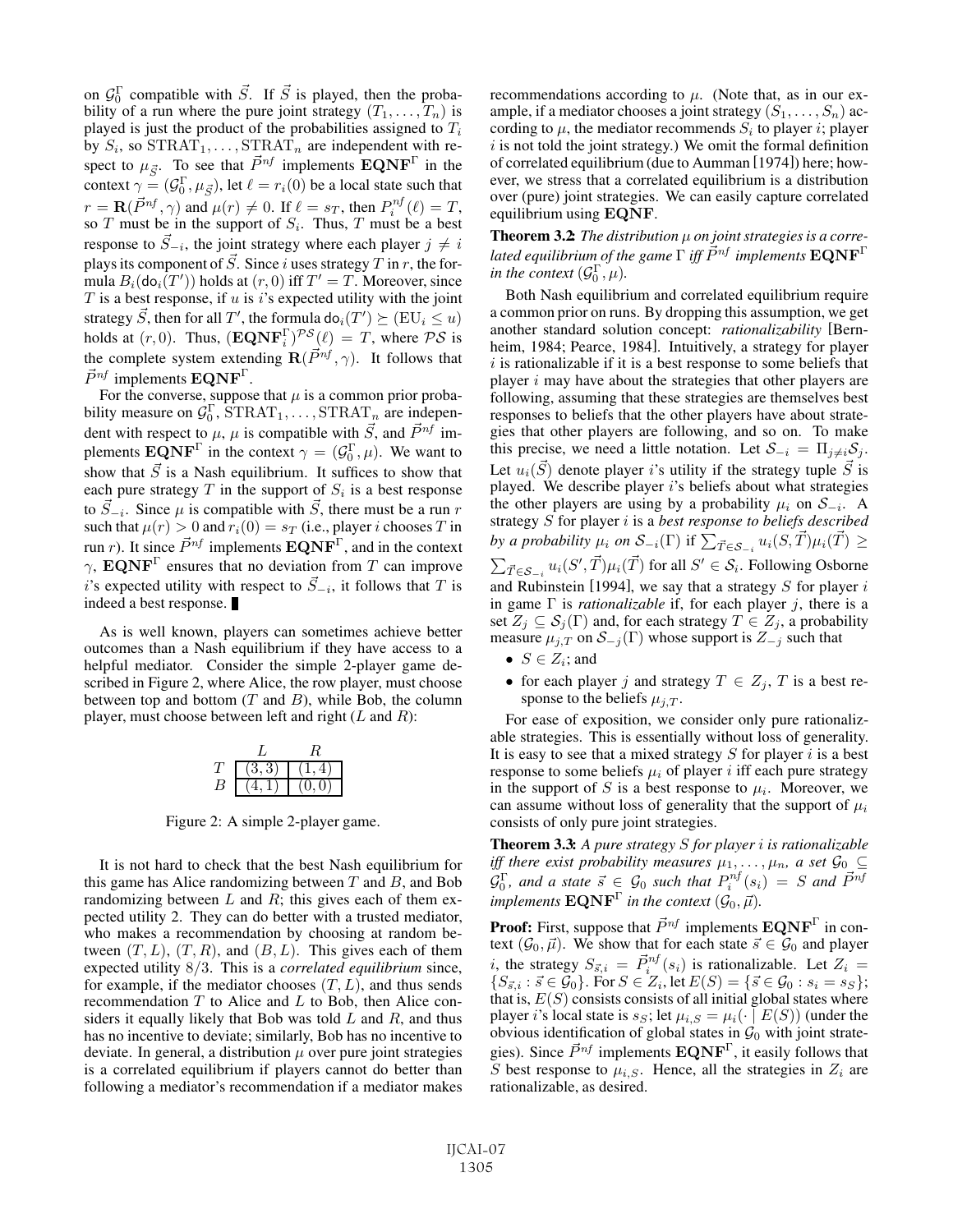on $\mathcal{G}_0^\Gamma$ compatible with $\vec{S}$. If $\vec{S}$ is played, then the probability of a run where the pure joint strategy $(T_1, \ldots, T_n)$ is played is just the product of the probabilities assigned to $T_i$ by $S_i$, so $\mathrm{STRAT}_1, \ldots, \mathrm{STRAT}_n$ are independent with respect to $\mu_{\vec{S}}$. To see that $\vec{P}^{nf}$ implements $\mathbf{EQNF}^\Gamma$ in the context $\gamma = (\mathcal{G}_0^\Gamma, \mu_{\vec{S}})$, let $\ell = r_i(0)$ be a local state such that $r = \mathbf{R}(\vec{P}^{nf}, \gamma)$ and $\mu(r) \neq 0$. If $\ell = s_T$, then $P_i^{nf}(\ell) = T$, so $T$ must be in the support of $S_i$. Thus, $T$ must be a best response to $\vec{S}_{-i}$, the joint strategy where each player $j \neq i$ plays its component of $\vec{S}$. Since $i$ uses strategy $T$ in $r$, the formula $B_i(\mathsf{do}_i(T'))$ holds at $(r, 0)$ iff $T' = T$. Moreover, since $T$ is a best response, if $u$ is $i$'s expected utility with the joint strategy $\vec{S}$, then for all $T'$, the formula $\mathsf{do}_i(T') \succeq (\mathrm{EU}_i \leq u)$ holds at $(r, 0)$. Thus, $(\mathbf{EQNF}_i^\Gamma)^{\mathcal{PS}}(\ell) = T$, where $\mathcal{PS}$ is the complete system extending $\mathbf{R}(\vec{P}^{nf}, \gamma)$. It follows that $\vec{P}^{nf}$ implements $\mathbf{EQNF}^\Gamma$.

For the converse, suppose that $\mu$ is a common prior probability measure on $\mathcal{G}_0^\Gamma$, $\mathrm{STRAT}_1, \ldots, \mathrm{STRAT}_n$ are independent with respect to $\mu$, $\mu$ is compatible with $\vec{S}$, and $\vec{P}^{nf}$ implements $\mathbf{EQNF}^\Gamma$ in the context $\gamma = (\mathcal{G}_0^\Gamma, \mu)$. We want to show that $\vec{S}$ is a Nash equilibrium. It suffices to show that each pure strategy $T$ in the support of $S_i$ is a best response to $\vec{S}_{-i}$. Since $\mu$ is compatible with $\vec{S}$, there must be a run $r$ such that $\mu(r) > 0$ and $r_i(0) = s_T$ (i.e., player $i$ chooses $T$ in run $r$). It since $\vec{P}^{nf}$ implements $\mathbf{EQNF}^\Gamma$, and in the context $\gamma$, $\mathbf{EQNF}^\Gamma$ ensures that no deviation from $T$ can improve $i$'s expected utility with respect to $\vec{S}_{-i}$, it follows that $T$ is indeed a best response. ∎

As is well known, players can sometimes achieve better outcomes than a Nash equilibrium if they have access to a helpful mediator. Consider the simple 2-player game described in Figure 2, where Alice, the row player, must choose between top and bottom ($T$ and $B$), while Bob, the column player, must choose between left and right ($L$ and $R$):

| | $L$ | $R$ |
|---|---|---|
| $T$ | $(3,3)$ | $(1,4)$ |
| $B$ | $(4,1)$ | $(0,0)$ |

Figure 2: A simple 2-player game.

It is not hard to check that the best Nash equilibrium for this game has Alice randomizing between $T$ and $B$, and Bob randomizing between $L$ and $R$; this gives each of them expected utility 2. They can do better with a trusted mediator, who makes a recommendation by choosing at random between $(T, L)$, $(T, R)$, and $(B, L)$. This gives each of them expected utility $8/3$. This is a *correlated equilibrium* since, for example, if the mediator chooses $(T, L)$, and thus sends recommendation $T$ to Alice and $L$ to Bob, then Alice considers it equally likely that Bob was told $L$ and $R$, and thus has no incentive to deviate; similarly, Bob has no incentive to deviate. In general, a distribution $\mu$ over pure joint strategies is a correlated equilibrium if players cannot do better than following a mediator's recommendation if a mediator makes recommendations according to $\mu$. (Note that, as in our example, if a mediator chooses a joint strategy $(S_1, \ldots, S_n)$ according to $\mu$, the mediator recommends $S_i$ to player $i$; player $i$ is not told the joint strategy.) We omit the formal definition of correlated equilibrium (due to Aumman [1974]) here; however, we stress that a correlated equilibrium is a distribution over (pure) joint strategies. We can easily capture correlated equilibrium using $\mathbf{EQNF}$.

**Theorem 3.2:** *The distribution $\mu$ on joint strategies is a correlated equilibrium of the game $\Gamma$ iff $\vec{P}^{nf}$ implements $\mathbf{EQNF}^\Gamma$ in the context $(\mathcal{G}_0^\Gamma, \mu)$.*

Both Nash equilibrium and correlated equilibrium require a common prior on runs. By dropping this assumption, we get another standard solution concept: *rationalizability* [Bernheim, 1984; Pearce, 1984]. Intuitively, a strategy for player $i$ is rationalizable if it is a best response to some beliefs that player $i$ may have about the strategies that other players are following, assuming that these strategies are themselves best responses to beliefs that the other players have about strategies that other players are following, and so on. To make this precise, we need a little notation. Let $\mathcal{S}_{-i} = \Pi_{j \neq i} \mathcal{S}_j$. Let $u_i(\vec{S})$ denote player $i$'s utility if the strategy tuple $\vec{S}$ is played. We describe player $i$'s beliefs about what strategies the other players are using by a probability $\mu_i$ on $\mathcal{S}_{-i}$. A strategy $S$ for player $i$ is a *best response to beliefs described by a probability $\mu_i$ on $\mathcal{S}_{-i}(\Gamma)$* if $\sum_{\vec{T} \in \mathcal{S}_{-i}} u_i(S, \vec{T}) \mu_i(\vec{T}) \geq \sum_{\vec{T} \in \mathcal{S}_{-i}} u_i(S', \vec{T}) \mu_i(\vec{T})$ for all $S' \in \mathcal{S}_i$. Following Osborne and Rubinstein [1994], we say that a strategy $S$ for player $i$ in game $\Gamma$ is *rationalizable* if, for each player $j$, there is a set $Z_j \subseteq \mathcal{S}_j(\Gamma)$ and, for each strategy $T \in Z_j$, a probability measure $\mu_{j,T}$ on $\mathcal{S}_{-j}(\Gamma)$ whose support is $Z_{-j}$ such that

- $S \in Z_i$; and
- for each player $j$ and strategy $T \in Z_j$, $T$ is a best response to the beliefs $\mu_{j,T}$.

For ease of exposition, we consider only pure rationalizable strategies. This is essentially without loss of generality. It is easy to see that a mixed strategy $S$ for player $i$ is a best response to some beliefs $\mu_i$ of player $i$ iff each pure strategy in the support of $S$ is a best response to $\mu_i$. Moreover, we can assume without loss of generality that the support of $\mu_i$ consists of only pure joint strategies.

**Theorem 3.3:** *A pure strategy $S$ for player $i$ is rationalizable iff there exist probability measures $\mu_1, \ldots, \mu_n$, a set $\mathcal{G}_0 \subseteq \mathcal{G}_0^\Gamma$, and a state $\vec{s} \in \mathcal{G}_0$ such that $P_i^{nf}(s_i) = S$ and $\vec{P}^{nf}$ implements $\mathbf{EQNF}^\Gamma$ in the context $(\mathcal{G}_0, \vec{\mu})$.*

**Proof:** First, suppose that $\vec{P}^{nf}$ implements $\mathbf{EQNF}^\Gamma$ in context $(\mathcal{G}_0, \vec{\mu})$. We show that for each state $\vec{s} \in \mathcal{G}_0$ and player $i$, the strategy $S_{\vec{s},i} = \vec{P}_i^{nf}(s_i)$ is rationalizable. Let $Z_i = \{S_{\vec{s},i} : \vec{s} \in \mathcal{G}_0\}$. For $S \in Z_i$, let $E(S) = \{\vec{s} \in \mathcal{G}_0 : s_i = s_S\}$; that is, $E(S)$ consists consists of all initial global states where player $i$'s local state is $s_S$; let $\mu_{i,S} = \mu_i(\cdot \mid E(S))$ (under the obvious identification of global states in $\mathcal{G}_0$ with joint strategies). Since $\vec{P}^{nf}$ implements $\mathbf{EQNF}^\Gamma$, it easily follows that $S$ best response to $\mu_{i,S}$. Hence, all the strategies in $Z_i$ are rationalizable, as desired.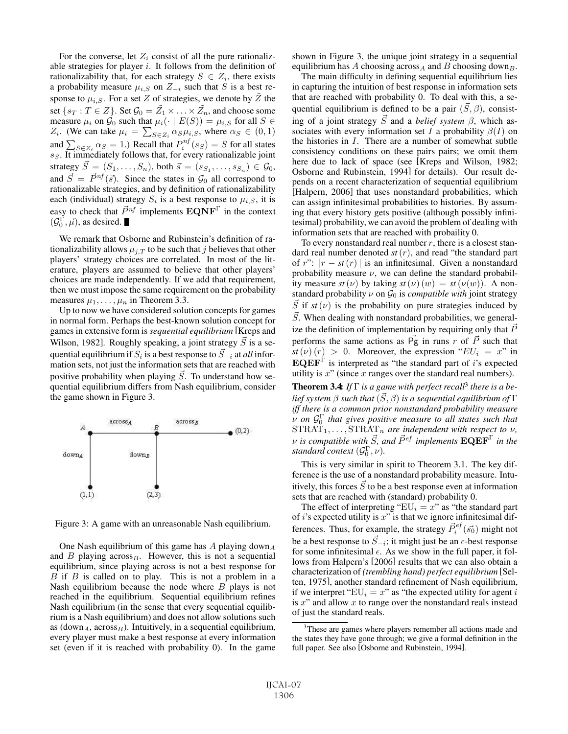For the converse, let $Z_i$ consist of all the pure rationalizable strategies for player $i$. It follows from the definition of rationalizability that, for each strategy $S \in Z_i$, there exists a probability measure $\mu_{i,S}$ on $Z_{-i}$ such that $S$ is a best response to $\mu_{i,S}$. For a set $Z$ of strategies, we denote by $\tilde{Z}$ the set $\{s_T : T \in Z\}$. Set $\mathcal{G}_0 = \tilde{Z}_1 \times \ldots \times \tilde{Z}_n$, and choose some measure $\mu_i$ on $\mathcal{G}_0$ such that $\mu_i(\cdot \mid E(S)) = \mu_{i,S}$ for all $S \in Z_i$. (We can take $\mu_i = \sum_{S \in Z_i} \alpha_S \mu_{i,S}$, where $\alpha_S \in (0,1)$ and $\sum_{S \in Z_i} \alpha_S = 1$.) Recall that $P_i^{nf}(s_S) = S$ for all states $s_S$. It immediately follows that, for every rationalizable joint strategy $\vec{S} = (S_1, \ldots, S_n)$, both $\vec{s} = (s_{S_1}, \ldots, s_{S_n}) \in \mathcal{G}_0$, and $\vec{S} = \vec{P}^{nf}(\vec{s})$. Since the states in $\mathcal{G}_0$ all correspond to rationalizable strategies, and by definition of rationalizability each (individual) strategy $S_i$ is a best response to $\mu_{i,S}$, it is easy to check that $\vec{P}^{nf}$ implements $\mathbf{EQNF}^{\Gamma}$ in the context $(\mathcal{G}_0^{\Gamma}, \vec{\mu})$, as desired. ∎

We remark that Osborne and Rubinstein's definition of rationalizability allows $\mu_{j,T}$ to be such that $j$ believes that other players' strategy choices are correlated. In most of the literature, players are assumed to believe that other players' choices are made independently. If we add that requirement, then we must impose the same requirement on the probability measures $\mu_1, \ldots, \mu_n$ in Theorem 3.3.

Up to now we have considered solution concepts for games in normal form. Perhaps the best-known solution concept for games in extensive form is *sequential equilibrium* [Kreps and Wilson, 1982]. Roughly speaking, a joint strategy $\vec{S}$ is a sequential equilibrium if $S_i$ is a best response to $\vec{S}_{-i}$ at *all* information sets, not just the information sets that are reached with positive probability when playing $\vec{S}$. To understand how sequential equilibrium differs from Nash equilibrium, consider the game shown in Figure 3.

Figure 3: A game with an unreasonable Nash equilibrium.

One Nash equilibrium of this game has $A$ playing down$_A$ and $B$ playing across$_B$. However, this is not a sequential equilibrium, since playing across is not a best response for $B$ if $B$ is called on to play. This is not a problem in a Nash equilibrium because the node where $B$ plays is not reached in the equilibrium. Sequential equilibrium refines Nash equilibrium (in the sense that every sequential equilibrium is a Nash equilibrium) and does not allow solutions such as (down$_A$, across$_B$). Intuitively, in a sequential equilibrium, every player must make a best response at every information set (even if it is reached with probability 0). In the game shown in Figure 3, the unique joint strategy in a sequential equilibrium has $A$ choosing across$_A$ and $B$ choosing down$_B$.

The main difficulty in defining sequential equilibrium lies in capturing the intuition of best response in information sets that are reached with probability 0. To deal with this, a sequential equilibrium is defined to be a pair $(\vec{S}, \beta)$, consisting of a joint strategy $\vec{S}$ and a *belief system* $\beta$, which associates with every information set $I$ a probability $\beta(I)$ on the histories in $I$. There are a number of somewhat subtle consistency conditions on these pairs pairs; we omit them here due to lack of space (see [Kreps and Wilson, 1982; Osborne and Rubinstein, 1994] for details). Our result depends on a recent characterization of sequential equilibrium [Halpern, 2006] that uses nonstandard probabilities, which can assign infinitesimal probabilities to histories. By assuming that every history gets positive (although possibly infinitesimal) probability, we can avoid the problem of dealing with information sets that are reached with probaility 0.

To every nonstandard real number $r$, there is a closest standard real number denoted $st(r)$, and read "the standard part of $r$": $|r - st(r)|$ is an infinitesimal. Given a nonstandard probability measure $\nu$, we can define the standard probability measure $st(\nu)$ by taking $st(\nu)(w) = st(\nu(w))$. A nonstandard probability $\nu$ on $\mathcal{G}_0$ is *compatible with* joint strategy $\vec{S}$ if $st(\nu)$ is the probability on pure strategies induced by $\vec{S}$. When dealing with nonstandard probabilities, we generalize the definition of implementation by requiring only that $\vec{P}$ performs the same actions as $\vec{\mathsf{Pg}}$ in runs $r$ of $\vec{P}$ such that $st(\nu)(r) > 0$. Moreover, the expression "$EU_i = x$" in $\mathbf{EQEF}^{\Gamma}$ is interpreted as "the standard part of $i$'s expected utility is $x$" (since $x$ ranges over the standard real numbers).

**Theorem 3.4:** *If $\Gamma$ is a game with perfect recall[3] there is a belief system $\beta$ such that $(\vec{S}, \beta)$ is a sequential equilibrium of $\Gamma$ iff there is a common prior nonstandard probability measure $\nu$ on $\mathcal{G}_0^{\Gamma}$ that gives positive measure to all states such that $\mathrm{STRAT}_1, \ldots, \mathrm{STRAT}_n$ are independent with respect to $\nu$, $\nu$ is compatible with $\vec{S}$, and $\vec{P}^{ef}$ implements $\mathbf{EQEF}^{\Gamma}$ in the standard context $(\mathcal{G}_0^{\Gamma}, \nu)$.*

This is very similar in spirit to Theorem 3.1. The key difference is the use of a nonstandard probability measure. Intuitively, this forces $\vec{S}$ to be a best response even at information sets that are reached with (standard) probability 0.

The effect of interpreting "$\mathrm{EU}_i = x$" as "the standard part of $i$'s expected utility is $x$" is that we ignore infinitesimal differences. Thus, for example, the strategy $\vec{P}_i^{ef}(\vec{s_0})$ might not be a best response to $\vec{S}_{-i}$; it might just be an $\epsilon$-best response for some infinitesimal $\epsilon$. As we show in the full paper, it follows from Halpern's [2006] results that we can also obtain a characterization of *(trembling hand) perfect equilibrium* [Selten, 1975], another standard refinement of Nash equilibrium, if we interpret "$\mathrm{EU}_i = x$" as "the expected utility for agent $i$ is $x$" and allow $x$ to range over the nonstandard reals instead of just the standard reals.

[3] These are games where players remember all actions made and the states they have gone through; we give a formal definition in the full paper. See also [Osborne and Rubinstein, 1994].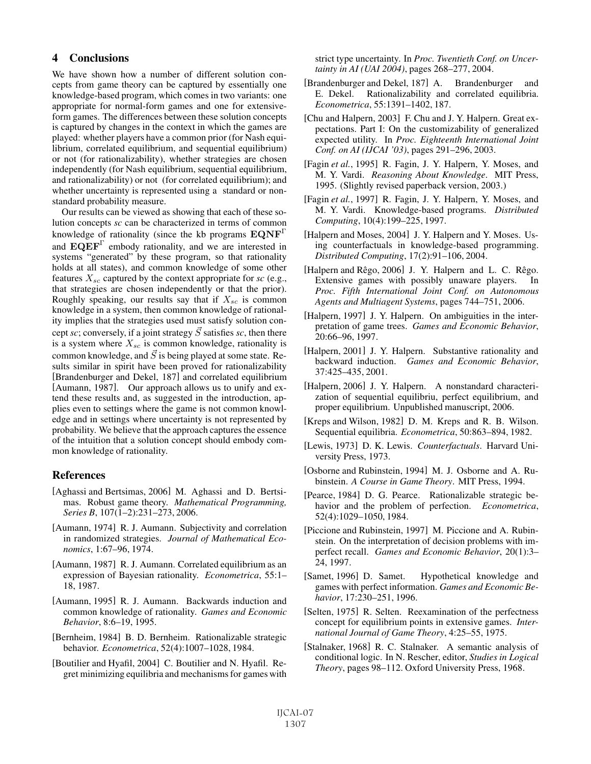## 4 Conclusions

We have shown how a number of different solution concepts from game theory can be captured by essentially one knowledge-based program, which comes in two variants: one appropriate for normal-form games and one for extensive-form games. The differences between these solution concepts is captured by changes in the context in which the games are played: whether players have a common prior (for Nash equilibrium, correlated equilibrium, and sequential equilibrium) or not (for rationalizability), whether strategies are chosen independently (for Nash equilibrium, sequential equilibrium, and rationalizability) or not (for correlated equilibrium); and whether uncertainty is represented using a standard or non-standard probability measure.

Our results can be viewed as showing that each of these solution concepts *sc* can be characterized in terms of common knowledge of rationality (since the kb programs $\mathbf{EQNF}^{\Gamma}$ and $\mathbf{EQEF}^{\Gamma}$ embody rationality, and we are interested in systems "generated" by these program, so that rationality holds at all states), and common knowledge of some other features $X_{sc}$ captured by the context appropriate for *sc* (e.g., that strategies are chosen independently or that the prior). Roughly speaking, our results say that if $X_{sc}$ is common knowledge in a system, then common knowledge of rationality implies that the strategies used must satisfy solution concept *sc*; conversely, if a joint strategy $\vec{S}$ satisfies *sc*, then there is a system where $X_{sc}$ is common knowledge, rationality is common knowledge, and $\vec{S}$ is being played at some state. Results similar in spirit have been proved for rationalizability [Brandenburger and Dekel, 187] and correlated equilibrium [Aumann, 1987]. Our approach allows us to unify and extend these results and, as suggested in the introduction, applies even to settings where the game is not common knowledge and in settings where uncertainty is not represented by probability. We believe that the approach captures the essence of the intuition that a solution concept should embody common knowledge of rationality.

## References

[Aghassi and Bertsimas, 2006] M. Aghassi and D. Bertsimas. Robust game theory. *Mathematical Programming, Series B*, 107(1–2):231–273, 2006.

[Aumann, 1974] R. J. Aumann. Subjectivity and correlation in randomized strategies. *Journal of Mathematical Economics*, 1:67–96, 1974.

[Aumann, 1987] R. J. Aumann. Correlated equilibrium as an expression of Bayesian rationality. *Econometrica*, 55:1–18, 1987.

[Aumann, 1995] R. J. Aumann. Backwards induction and common knowledge of rationality. *Games and Economic Behavior*, 8:6–19, 1995.

[Bernheim, 1984] B. D. Bernheim. Rationalizable strategic behavior. *Econometrica*, 52(4):1007–1028, 1984.

[Boutilier and Hyafil, 2004] C. Boutilier and N. Hyafil. Regret minimizing equilibria and mechanisms for games with strict type uncertainty. In *Proc. Twentieth Conf. on Uncertainty in AI (UAI 2004)*, pages 268–277, 2004.

[Brandenburger and Dekel, 187] A. Brandenburger and E. Dekel. Rationalizability and correlated equilibria. *Econometrica*, 55:1391–1402, 187.

[Chu and Halpern, 2003] F. Chu and J. Y. Halpern. Great expectations. Part I: On the customizability of generalized expected utility. In *Proc. Eighteenth International Joint Conf. on AI (IJCAI '03)*, pages 291–296, 2003.

[Fagin *et al.*, 1995] R. Fagin, J. Y. Halpern, Y. Moses, and M. Y. Vardi. *Reasoning About Knowledge*. MIT Press, 1995. (Slightly revised paperback version, 2003.)

[Fagin *et al.*, 1997] R. Fagin, J. Y. Halpern, Y. Moses, and M. Y. Vardi. Knowledge-based programs. *Distributed Computing*, 10(4):199–225, 1997.

[Halpern and Moses, 2004] J. Y. Halpern and Y. Moses. Using counterfactuals in knowledge-based programming. *Distributed Computing*, 17(2):91–106, 2004.

[Halpern and Rêgo, 2006] J. Y. Halpern and L. C. Rêgo. Extensive games with possibly unaware players. In *Proc. Fifth International Joint Conf. on Autonomous Agents and Multiagent Systems*, pages 744–751, 2006.

[Halpern, 1997] J. Y. Halpern. On ambiguities in the interpretation of game trees. *Games and Economic Behavior*, 20:66–96, 1997.

[Halpern, 2001] J. Y. Halpern. Substantive rationality and backward induction. *Games and Economic Behavior*, 37:425–435, 2001.

[Halpern, 2006] J. Y. Halpern. A nonstandard characterization of sequential equilibriu, perfect equilibrium, and proper equilibrium. Unpublished manuscript, 2006.

[Kreps and Wilson, 1982] D. M. Kreps and R. B. Wilson. Sequential equilibria. *Econometrica*, 50:863–894, 1982.

[Lewis, 1973] D. K. Lewis. *Counterfactuals*. Harvard University Press, 1973.

[Osborne and Rubinstein, 1994] M. J. Osborne and A. Rubinstein. *A Course in Game Theory*. MIT Press, 1994.

[Pearce, 1984] D. G. Pearce. Rationalizable strategic behavior and the problem of perfection. *Econometrica*, 52(4):1029–1050, 1984.

[Piccione and Rubinstein, 1997] M. Piccione and A. Rubinstein. On the interpretation of decision problems with imperfect recall. *Games and Economic Behavior*, 20(1):3–24, 1997.

[Samet, 1996] D. Samet. Hypothetical knowledge and games with perfect information. *Games and Economic Behavior*, 17:230–251, 1996.

[Selten, 1975] R. Selten. Reexamination of the perfectness concept for equilibrium points in extensive games. *International Journal of Game Theory*, 4:25–55, 1975.

[Stalnaker, 1968] R. C. Stalnaker. A semantic analysis of conditional logic. In N. Rescher, editor, *Studies in Logical Theory*, pages 98–112. Oxford University Press, 1968.